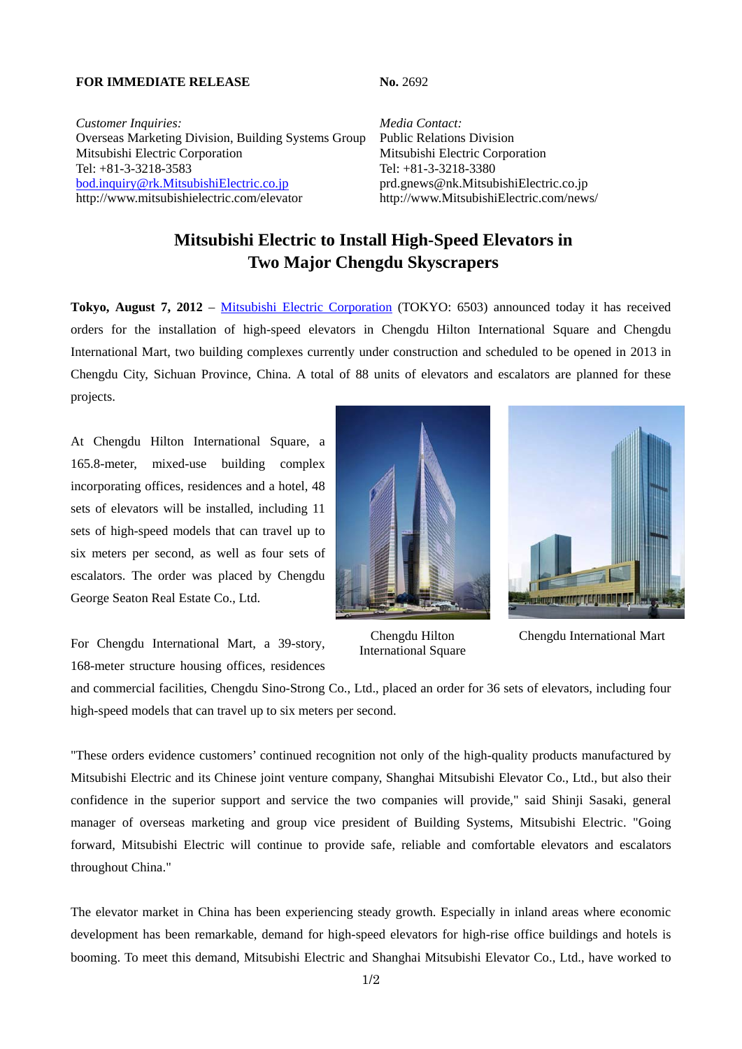**FOR IMMEDIATE RELEASE**

**No.** 2692

*Customer Inquiries:*
Overseas Marketing Division, Building Systems Group
Mitsubishi Electric Corporation
Tel: +81-3-3218-3583
bod.inquiry@rk.MitsubishiElectric.co.jp
http://www.mitsubishielectric.com/elevator

*Media Contact:*
Public Relations Division
Mitsubishi Electric Corporation
Tel: +81-3-3218-3380
prd.gnews@nk.MitsubishiElectric.co.jp
http://www.MitsubishiElectric.com/news/

# Mitsubishi Electric to Install High-Speed Elevators in Two Major Chengdu Skyscrapers

**Tokyo, August 7, 2012** – Mitsubishi Electric Corporation (TOKYO: 6503) announced today it has received orders for the installation of high-speed elevators in Chengdu Hilton International Square and Chengdu International Mart, two building complexes currently under construction and scheduled to be opened in 2013 in Chengdu City, Sichuan Province, China. A total of 88 units of elevators and escalators are planned for these projects.

At Chengdu Hilton International Square, a 165.8-meter, mixed-use building complex incorporating offices, residences and a hotel, 48 sets of elevators will be installed, including 11 sets of high-speed models that can travel up to six meters per second, as well as four sets of escalators. The order was placed by Chengdu George Seaton Real Estate Co., Ltd.

Chengdu Hilton International Square

Chengdu International Mart

For Chengdu International Mart, a 39-story, 168-meter structure housing offices, residences and commercial facilities, Chengdu Sino-Strong Co., Ltd., placed an order for 36 sets of elevators, including four high-speed models that can travel up to six meters per second.

"These orders evidence customers' continued recognition not only of the high-quality products manufactured by Mitsubishi Electric and its Chinese joint venture company, Shanghai Mitsubishi Elevator Co., Ltd., but also their confidence in the superior support and service the two companies will provide," said Shinji Sasaki, general manager of overseas marketing and group vice president of Building Systems, Mitsubishi Electric. "Going forward, Mitsubishi Electric will continue to provide safe, reliable and comfortable elevators and escalators throughout China."

The elevator market in China has been experiencing steady growth. Especially in inland areas where economic development has been remarkable, demand for high-speed elevators for high-rise office buildings and hotels is booming. To meet this demand, Mitsubishi Electric and Shanghai Mitsubishi Elevator Co., Ltd., have worked to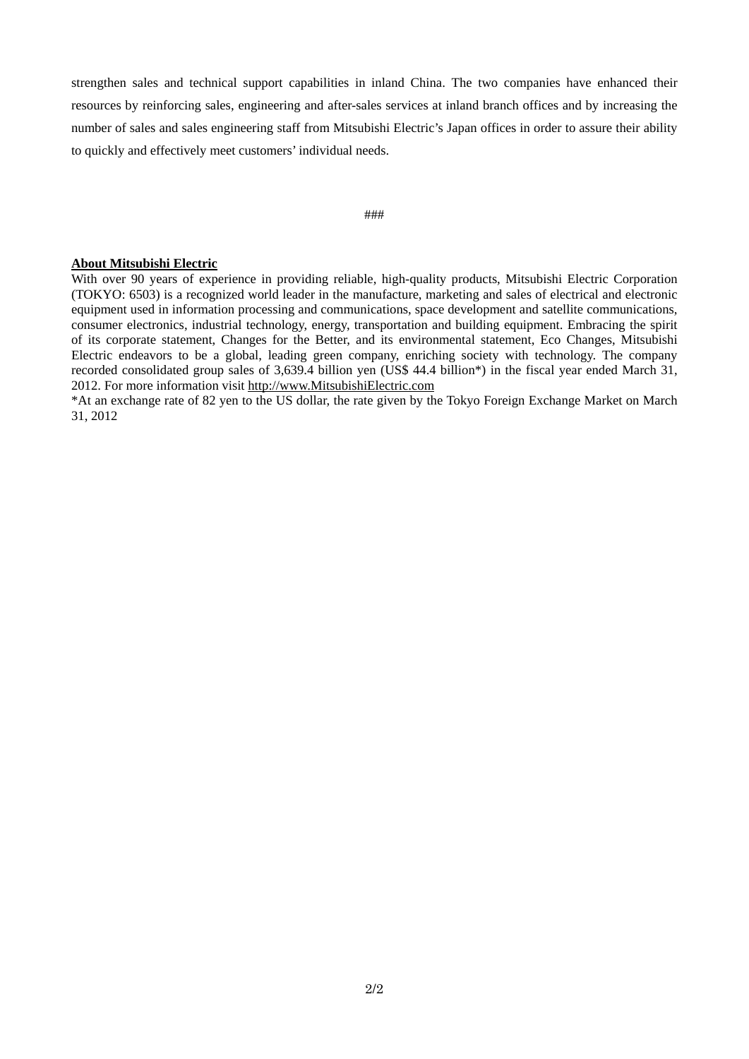strengthen sales and technical support capabilities in inland China. The two companies have enhanced their resources by reinforcing sales, engineering and after-sales services at inland branch offices and by increasing the number of sales and sales engineering staff from Mitsubishi Electric's Japan offices in order to assure their ability to quickly and effectively meet customers' individual needs.

###

**About Mitsubishi Electric**

With over 90 years of experience in providing reliable, high-quality products, Mitsubishi Electric Corporation (TOKYO: 6503) is a recognized world leader in the manufacture, marketing and sales of electrical and electronic equipment used in information processing and communications, space development and satellite communications, consumer electronics, industrial technology, energy, transportation and building equipment. Embracing the spirit of its corporate statement, Changes for the Better, and its environmental statement, Eco Changes, Mitsubishi Electric endeavors to be a global, leading green company, enriching society with technology. The company recorded consolidated group sales of 3,639.4 billion yen (US$ 44.4 billion*) in the fiscal year ended March 31, 2012. For more information visit http://www.MitsubishiElectric.com

*At an exchange rate of 82 yen to the US dollar, the rate given by the Tokyo Foreign Exchange Market on March 31, 2012